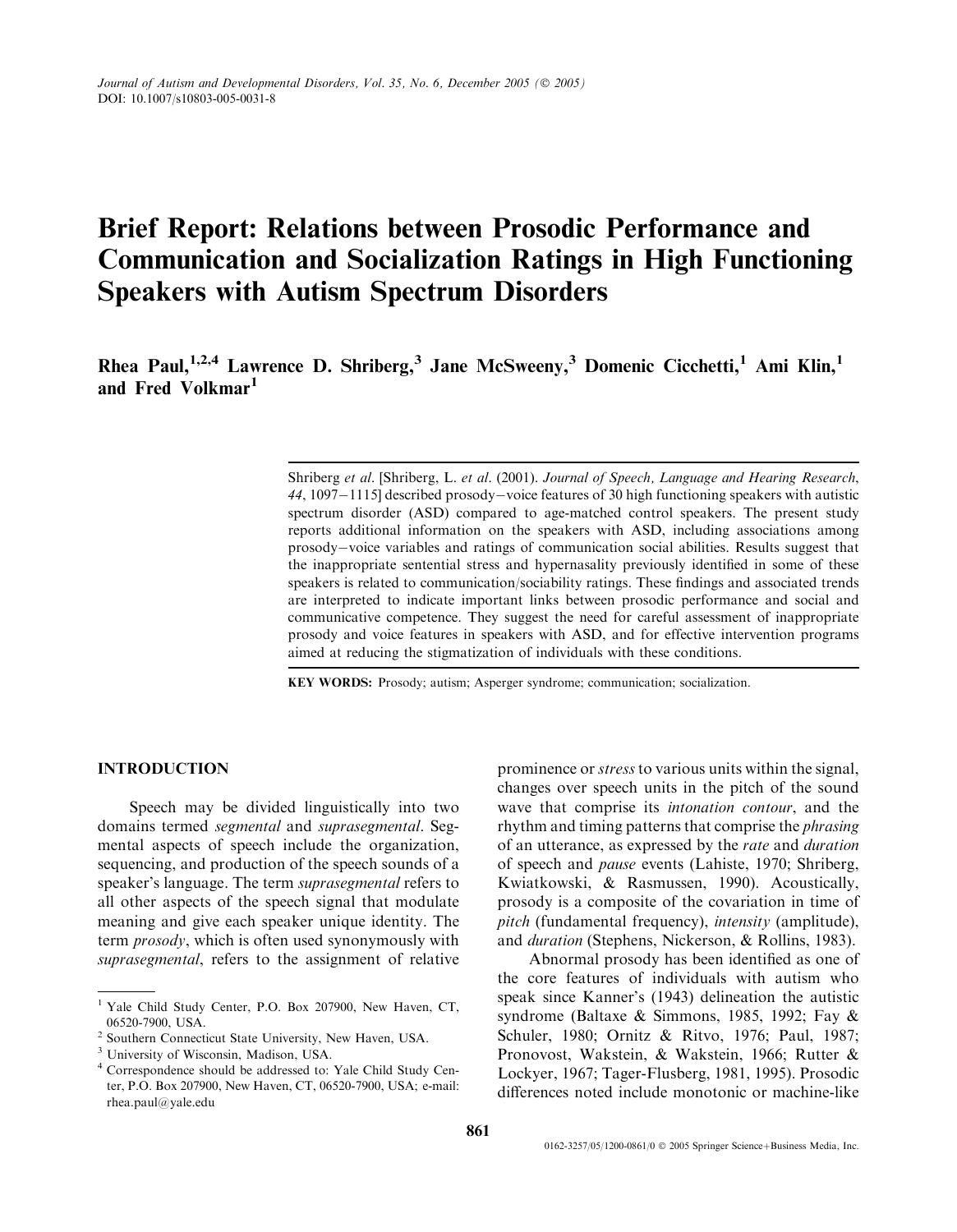# Brief Report: Relations between Prosodic Performance and Communication and Socialization Ratings in High Functioning Speakers with Autism Spectrum Disorders

**Rhea Paul,[1,2,4] Lawrence D. Shriberg,[3] Jane McSweeny,[3] Domenic Cicchetti,[1] Ami Klin,[1] and Fred Volkmar[1]**

Shriberg *et al*. [Shriberg, L. *et al*. (2001). *Journal of Speech, Language and Hearing Research*, *44*, 1097–1115] described prosody–voice features of 30 high functioning speakers with autistic spectrum disorder (ASD) compared to age-matched control speakers. The present study reports additional information on the speakers with ASD, including associations among prosody–voice variables and ratings of communication social abilities. Results suggest that the inappropriate sentential stress and hypernasality previously identified in some of these speakers is related to communication/sociability ratings. These findings and associated trends are interpreted to indicate important links between prosodic performance and social and communicative competence. They suggest the need for careful assessment of inappropriate prosody and voice features in speakers with ASD, and for effective intervention programs aimed at reducing the stigmatization of individuals with these conditions.

**KEY WORDS:** Prosody; autism; Asperger syndrome; communication; socialization.

## INTRODUCTION

Speech may be divided linguistically into two domains termed *segmental* and *suprasegmental*. Segmental aspects of speech include the organization, sequencing, and production of the speech sounds of a speaker's language. The term *suprasegmental* refers to all other aspects of the speech signal that modulate meaning and give each speaker unique identity. The term *prosody*, which is often used synonymously with *suprasegmental*, refers to the assignment of relative prominence or *stress* to various units within the signal, changes over speech units in the pitch of the sound wave that comprise its *intonation contour*, and the rhythm and timing patterns that comprise the *phrasing* of an utterance, as expressed by the *rate* and *duration* of speech and *pause* events (Lahiste, 1970; Shriberg, Kwiatkowski, & Rasmussen, 1990). Acoustically, prosody is a composite of the covariation in time of *pitch* (fundamental frequency), *intensity* (amplitude), and *duration* (Stephens, Nickerson, & Rollins, 1983).

Abnormal prosody has been identified as one of the core features of individuals with autism who speak since Kanner's (1943) delineation the autistic syndrome (Baltaxe & Simmons, 1985, 1992; Fay & Schuler, 1980; Ornitz & Ritvo, 1976; Paul, 1987; Pronovost, Wakstein, & Wakstein, 1966; Rutter & Lockyer, 1967; Tager-Flusberg, 1981, 1995). Prosodic differences noted include monotonic or machine-like

[1] Yale Child Study Center, P.O. Box 207900, New Haven, CT, 06520-7900, USA.

[2] Southern Connecticut State University, New Haven, USA.

[3] University of Wisconsin, Madison, USA.

[4] Correspondence should be addressed to: Yale Child Study Center, P.O. Box 207900, New Haven, CT, 06520-7900, USA; e-mail: rhea.paul@yale.edu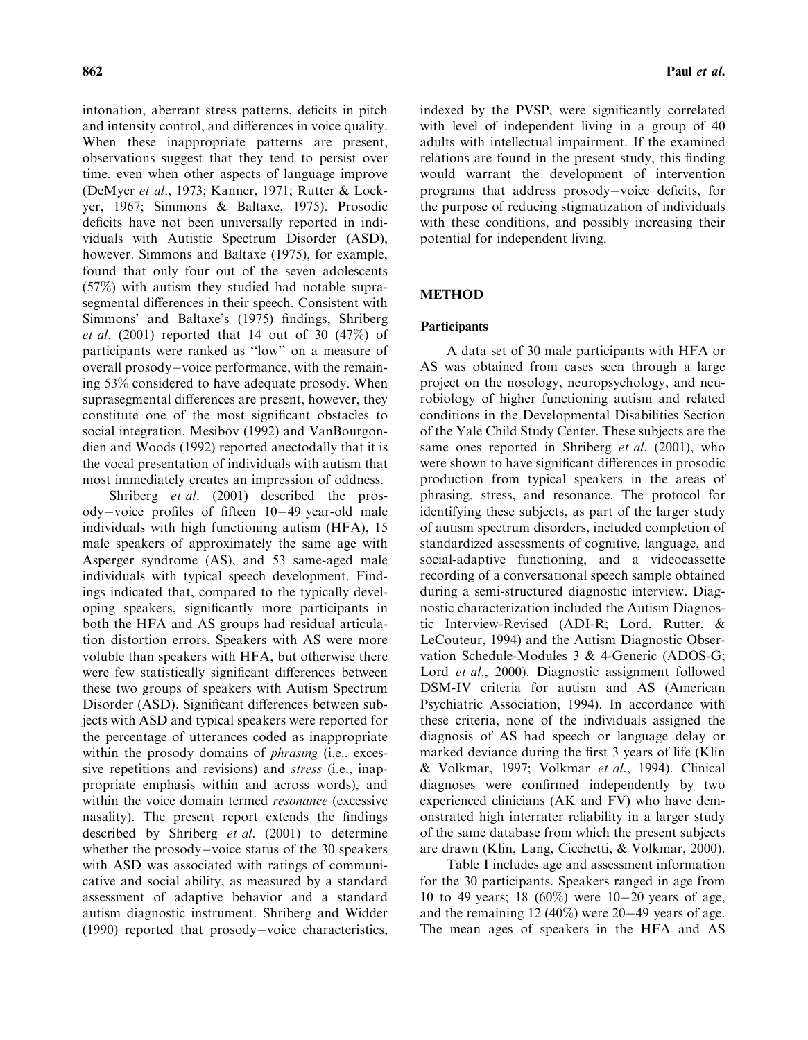intonation, aberrant stress patterns, deficits in pitch and intensity control, and differences in voice quality. When these inappropriate patterns are present, observations suggest that they tend to persist over time, even when other aspects of language improve (DeMyer *et al*., 1973; Kanner, 1971; Rutter & Lockyer, 1967; Simmons & Baltaxe, 1975). Prosodic deficits have not been universally reported in individuals with Autistic Spectrum Disorder (ASD), however. Simmons and Baltaxe (1975), for example, found that only four out of the seven adolescents (57%) with autism they studied had notable suprasegmental differences in their speech. Consistent with Simmons' and Baltaxe's (1975) findings, Shriberg *et al*. (2001) reported that 14 out of 30 (47%) of participants were ranked as "low" on a measure of overall prosody–voice performance, with the remaining 53% considered to have adequate prosody. When suprasegmental differences are present, however, they constitute one of the most significant obstacles to social integration. Mesibov (1992) and VanBourgondien and Woods (1992) reported anectodally that it is the vocal presentation of individuals with autism that most immediately creates an impression of oddness.

Shriberg *et al*. (2001) described the prosody–voice profiles of fifteen 10–49 year-old male individuals with high functioning autism (HFA), 15 male speakers of approximately the same age with Asperger syndrome (AS), and 53 same-aged male individuals with typical speech development. Findings indicated that, compared to the typically developing speakers, significantly more participants in both the HFA and AS groups had residual articulation distortion errors. Speakers with AS were more voluble than speakers with HFA, but otherwise there were few statistically significant differences between these two groups of speakers with Autism Spectrum Disorder (ASD). Significant differences between subjects with ASD and typical speakers were reported for the percentage of utterances coded as inappropriate within the prosody domains of *phrasing* (i.e., excessive repetitions and revisions) and *stress* (i.e., inappropriate emphasis within and across words), and within the voice domain termed *resonance* (excessive nasality). The present report extends the findings described by Shriberg *et al*. (2001) to determine whether the prosody–voice status of the 30 speakers with ASD was associated with ratings of communicative and social ability, as measured by a standard assessment of adaptive behavior and a standard autism diagnostic instrument. Shriberg and Widder (1990) reported that prosody–voice characteristics, indexed by the PVSP, were significantly correlated with level of independent living in a group of 40 adults with intellectual impairment. If the examined relations are found in the present study, this finding would warrant the development of intervention programs that address prosody–voice deficits, for the purpose of reducing stigmatization of individuals with these conditions, and possibly increasing their potential for independent living.

## METHOD

### Participants

A data set of 30 male participants with HFA or AS was obtained from cases seen through a large project on the nosology, neuropsychology, and neurobiology of higher functioning autism and related conditions in the Developmental Disabilities Section of the Yale Child Study Center. These subjects are the same ones reported in Shriberg *et al*. (2001), who were shown to have significant differences in prosodic production from typical speakers in the areas of phrasing, stress, and resonance. The protocol for identifying these subjects, as part of the larger study of autism spectrum disorders, included completion of standardized assessments of cognitive, language, and social-adaptive functioning, and a videocassette recording of a conversational speech sample obtained during a semi-structured diagnostic interview. Diagnostic characterization included the Autism Diagnostic Interview-Revised (ADI-R; Lord, Rutter, & LeCouteur, 1994) and the Autism Diagnostic Observation Schedule-Modules 3 & 4-Generic (ADOS-G; Lord *et al*., 2000). Diagnostic assignment followed DSM-IV criteria for autism and AS (American Psychiatric Association, 1994). In accordance with these criteria, none of the individuals assigned the diagnosis of AS had speech or language delay or marked deviance during the first 3 years of life (Klin & Volkmar, 1997; Volkmar *et al*., 1994). Clinical diagnoses were confirmed independently by two experienced clinicians (AK and FV) who have demonstrated high interrater reliability in a larger study of the same database from which the present subjects are drawn (Klin, Lang, Cicchetti, & Volkmar, 2000).

Table I includes age and assessment information for the 30 participants. Speakers ranged in age from 10 to 49 years; 18 (60%) were 10–20 years of age, and the remaining 12 (40%) were 20–49 years of age. The mean ages of speakers in the HFA and AS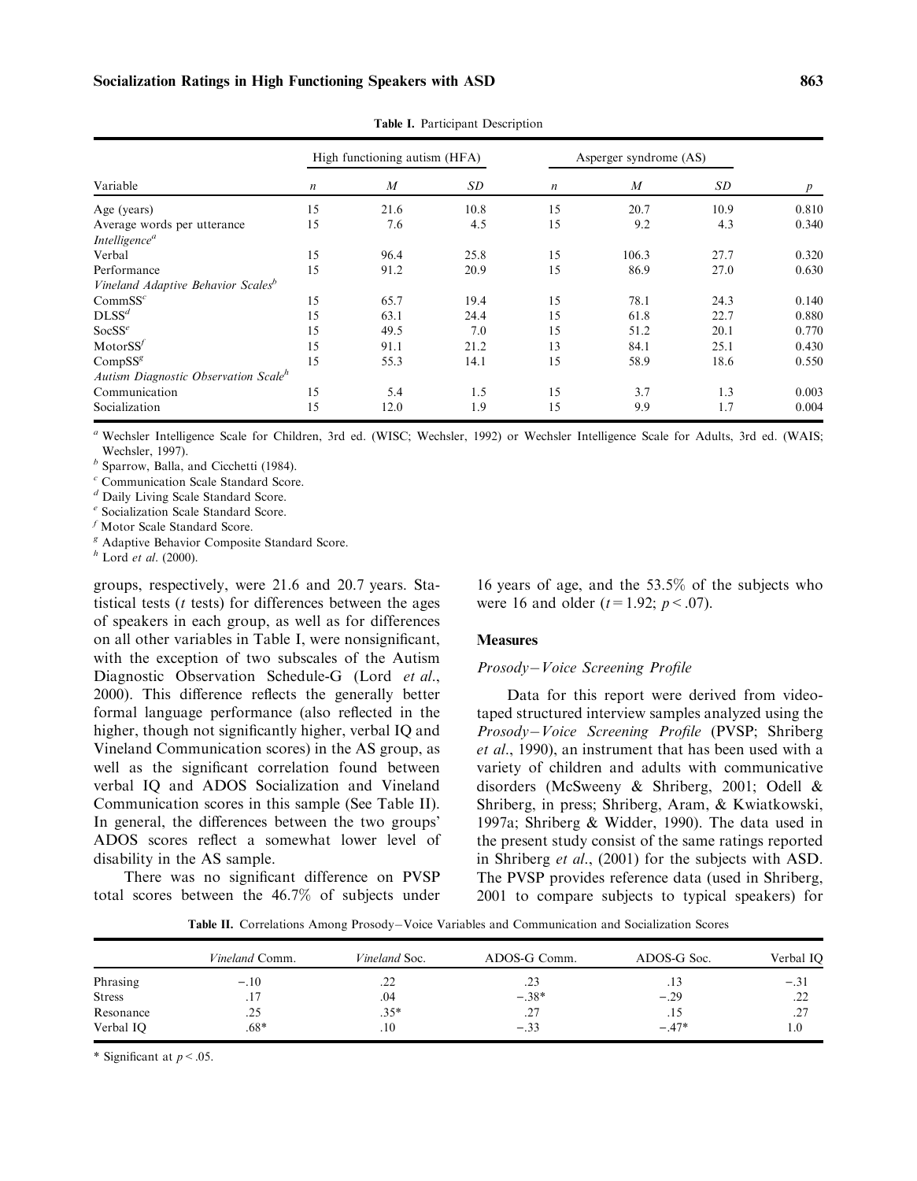**Table I.** Participant Description

| Variable | High functioning autism (HFA) | | | Asperger syndrome (AS) | | | |
|---|---|---|---|---|---|---|---|
| | *n* | *M* | *SD* | *n* | *M* | *SD* | *p* |
| Age (years) | 15 | 21.6 | 10.8 | 15 | 20.7 | 10.9 | 0.810 |
| Average words per utterance | 15 | 7.6 | 4.5 | 15 | 9.2 | 4.3 | 0.340 |
| *Intelligence*[a] | | | | | | | |
| Verbal | 15 | 96.4 | 25.8 | 15 | 106.3 | 27.7 | 0.320 |
| Performance | 15 | 91.2 | 20.9 | 15 | 86.9 | 27.0 | 0.630 |
| *Vineland Adaptive Behavior Scales*[b] | | | | | | | |
| CommSS[c] | 15 | 65.7 | 19.4 | 15 | 78.1 | 24.3 | 0.140 |
| DLSS[d] | 15 | 63.1 | 24.4 | 15 | 61.8 | 22.7 | 0.880 |
| SocSS[e] | 15 | 49.5 | 7.0 | 15 | 51.2 | 20.1 | 0.770 |
| MotorSS[f] | 15 | 91.1 | 21.2 | 13 | 84.1 | 25.1 | 0.430 |
| CompSS[g] | 15 | 55.3 | 14.1 | 15 | 58.9 | 18.6 | 0.550 |
| *Autism Diagnostic Observation Scale*[h] | | | | | | | |
| Communication | 15 | 5.4 | 1.5 | 15 | 3.7 | 1.3 | 0.003 |
| Socialization | 15 | 12.0 | 1.9 | 15 | 9.9 | 1.7 | 0.004 |

[a] Wechsler Intelligence Scale for Children, 3rd ed. (WISC; Wechsler, 1992) or Wechsler Intelligence Scale for Adults, 3rd ed. (WAIS; Wechsler, 1997).
[b] Sparrow, Balla, and Cicchetti (1984).
[c] Communication Scale Standard Score.
[d] Daily Living Scale Standard Score.
[e] Socialization Scale Standard Score.
[f] Motor Scale Standard Score.
[g] Adaptive Behavior Composite Standard Score.
[h] Lord *et al*. (2000).

groups, respectively, were 21.6 and 20.7 years. Statistical tests ($t$ tests) for differences between the ages of speakers in each group, as well as for differences on all other variables in Table I, were nonsignificant, with the exception of two subscales of the Autism Diagnostic Observation Schedule-G (Lord *et al*., 2000). This difference reflects the generally better formal language performance (also reflected in the higher, though not significantly higher, verbal IQ and Vineland Communication scores) in the AS group, as well as the significant correlation found between verbal IQ and ADOS Socialization and Vineland Communication scores in this sample (See Table II). In general, the differences between the two groups' ADOS scores reflect a somewhat lower level of disability in the AS sample.

There was no significant difference on PVSP total scores between the 46.7% of subjects under 16 years of age, and the 53.5% of the subjects who were 16 and older ($t = 1.92$; $p < .07$).

## Measures

### *Prosody–Voice Screening Profile*

Data for this report were derived from videotaped structured interview samples analyzed using the *Prosody–Voice Screening Profile* (PVSP; Shriberg *et al*., 1990), an instrument that has been used with a variety of children and adults with communicative disorders (McSweeny & Shriberg, 2001; Odell & Shriberg, in press; Shriberg, Aram, & Kwiatkowski, 1997a; Shriberg & Widder, 1990). The data used in the present study consist of the same ratings reported in Shriberg *et al*., (2001) for the subjects with ASD. The PVSP provides reference data (used in Shriberg, 2001 to compare subjects to typical speakers) for

**Table II.** Correlations Among Prosody–Voice Variables and Communication and Socialization Scores

| | *Vineland* Comm. | *Vineland* Soc. | ADOS-G Comm. | ADOS-G Soc. | Verbal IQ |
|---|---|---|---|---|---|
| Phrasing | −.10 | .22 | .23 | .13 | −.31 |
| Stress | .17 | .04 | −.38* | −.29 | .22 |
| Resonance | .25 | .35* | .27 | .15 | .27 |
| Verbal IQ | .68* | .10 | −.33 | −.47* | 1.0 |

\* Significant at $p < .05$.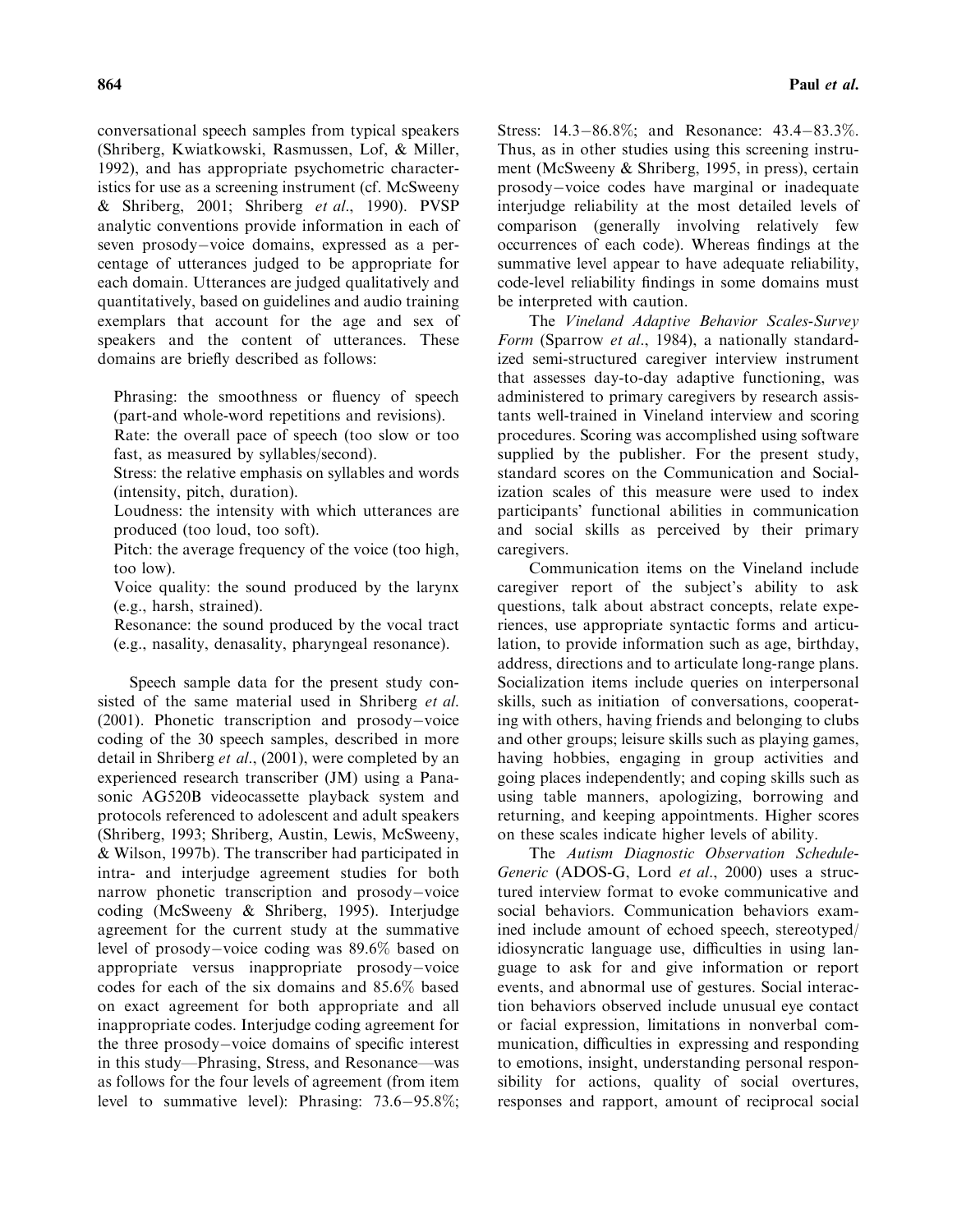conversational speech samples from typical speakers (Shriberg, Kwiatkowski, Rasmussen, Lof, & Miller, 1992), and has appropriate psychometric characteristics for use as a screening instrument (cf. McSweeny & Shriberg, 2001; Shriberg *et al*., 1990). PVSP analytic conventions provide information in each of seven prosody–voice domains, expressed as a percentage of utterances judged to be appropriate for each domain. Utterances are judged qualitatively and quantitatively, based on guidelines and audio training exemplars that account for the age and sex of speakers and the content of utterances. These domains are briefly described as follows:

Phrasing: the smoothness or fluency of speech (part-and whole-word repetitions and revisions).
Rate: the overall pace of speech (too slow or too fast, as measured by syllables/second).
Stress: the relative emphasis on syllables and words (intensity, pitch, duration).
Loudness: the intensity with which utterances are produced (too loud, too soft).
Pitch: the average frequency of the voice (too high, too low).
Voice quality: the sound produced by the larynx (e.g., harsh, strained).
Resonance: the sound produced by the vocal tract (e.g., nasality, denasality, pharyngeal resonance).

Speech sample data for the present study consisted of the same material used in Shriberg *et al*. (2001). Phonetic transcription and prosody–voice coding of the 30 speech samples, described in more detail in Shriberg *et al*., (2001), were completed by an experienced research transcriber (JM) using a Panasonic AG520B videocassette playback system and protocols referenced to adolescent and adult speakers (Shriberg, 1993; Shriberg, Austin, Lewis, McSweeny, & Wilson, 1997b). The transcriber had participated in intra- and interjudge agreement studies for both narrow phonetic transcription and prosody–voice coding (McSweeny & Shriberg, 1995). Interjudge agreement for the current study at the summative level of prosody–voice coding was 89.6% based on appropriate versus inappropriate prosody–voice codes for each of the six domains and 85.6% based on exact agreement for both appropriate and all inappropriate codes. Interjudge coding agreement for the three prosody–voice domains of specific interest in this study—Phrasing, Stress, and Resonance—was as follows for the four levels of agreement (from item level to summative level): Phrasing: 73.6–95.8%; Stress: 14.3–86.8%; and Resonance: 43.4–83.3%. Thus, as in other studies using this screening instrument (McSweeny & Shriberg, 1995, in press), certain prosody–voice codes have marginal or inadequate interjudge reliability at the most detailed levels of comparison (generally involving relatively few occurrences of each code). Whereas findings at the summative level appear to have adequate reliability, code-level reliability findings in some domains must be interpreted with caution.

The *Vineland Adaptive Behavior Scales-Survey Form* (Sparrow *et al*., 1984), a nationally standardized semi-structured caregiver interview instrument that assesses day-to-day adaptive functioning, was administered to primary caregivers by research assistants well-trained in Vineland interview and scoring procedures. Scoring was accomplished using software supplied by the publisher. For the present study, standard scores on the Communication and Socialization scales of this measure were used to index participants' functional abilities in communication and social skills as perceived by their primary caregivers.

Communication items on the Vineland include caregiver report of the subject's ability to ask questions, talk about abstract concepts, relate experiences, use appropriate syntactic forms and articulation, to provide information such as age, birthday, address, directions and to articulate long-range plans. Socialization items include queries on interpersonal skills, such as initiation of conversations, cooperating with others, having friends and belonging to clubs and other groups; leisure skills such as playing games, having hobbies, engaging in group activities and going places independently; and coping skills such as using table manners, apologizing, borrowing and returning, and keeping appointments. Higher scores on these scales indicate higher levels of ability.

The *Autism Diagnostic Observation Schedule-Generic* (ADOS-G, Lord *et al*., 2000) uses a structured interview format to evoke communicative and social behaviors. Communication behaviors examined include amount of echoed speech, stereotyped/idiosyncratic language use, difficulties in using language to ask for and give information or report events, and abnormal use of gestures. Social interaction behaviors observed include unusual eye contact or facial expression, limitations in nonverbal communication, difficulties in expressing and responding to emotions, insight, understanding personal responsibility for actions, quality of social overtures, responses and rapport, amount of reciprocal social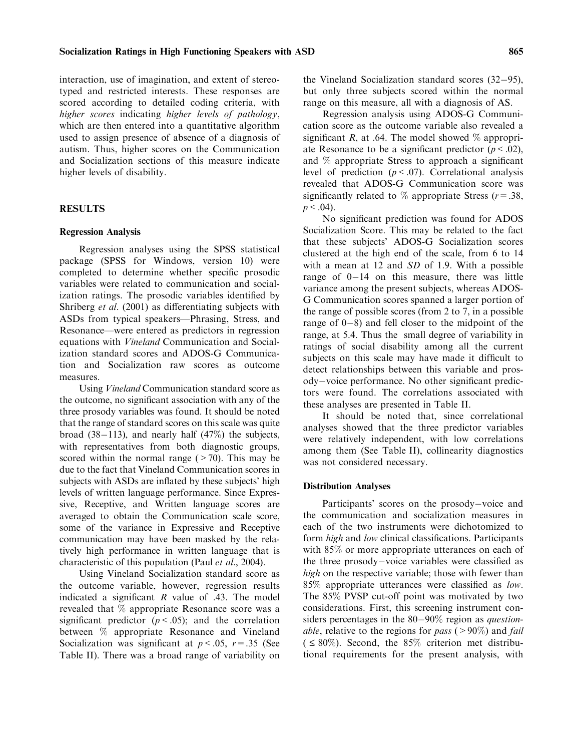interaction, use of imagination, and extent of stereotyped and restricted interests. These responses are scored according to detailed coding criteria, with *higher scores* indicating *higher levels of pathology*, which are then entered into a quantitative algorithm used to assign presence of absence of a diagnosis of autism. Thus, higher scores on the Communication and Socialization sections of this measure indicate higher levels of disability.

## RESULTS

### Regression Analysis

Regression analyses using the SPSS statistical package (SPSS for Windows, version 10) were completed to determine whether specific prosodic variables were related to communication and socialization ratings. The prosodic variables identified by Shriberg *et al*. (2001) as differentiating subjects with ASDs from typical speakers—Phrasing, Stress, and Resonance—were entered as predictors in regression equations with *Vineland* Communication and Socialization standard scores and ADOS-G Communication and Socialization raw scores as outcome measures.

Using *Vineland* Communication standard score as the outcome, no significant association with any of the three prosody variables was found. It should be noted that the range of standard scores on this scale was quite broad (38–113), and nearly half (47%) the subjects, with representatives from both diagnostic groups, scored within the normal range (>70). This may be due to the fact that Vineland Communication scores in subjects with ASDs are inflated by these subjects' high levels of written language performance. Since Expressive, Receptive, and Written language scores are averaged to obtain the Communication scale score, some of the variance in Expressive and Receptive communication may have been masked by the relatively high performance in written language that is characteristic of this population (Paul *et al*., 2004).

Using Vineland Socialization standard score as the outcome variable, however, regression results indicated a significant $R$ value of .43. The model revealed that % appropriate Resonance score was a significant predictor ($p < .05$); and the correlation between % appropriate Resonance and Vineland Socialization was significant at $p < .05$, $r = .35$ (See Table II). There was a broad range of variability on the Vineland Socialization standard scores (32–95), but only three subjects scored within the normal range on this measure, all with a diagnosis of AS.

Regression analysis using ADOS-G Communication score as the outcome variable also revealed a significant $R$, at .64. The model showed % appropriate Resonance to be a significant predictor ($p < .02$), and % appropriate Stress to approach a significant level of prediction ($p < .07$). Correlational analysis revealed that ADOS-G Communication score was significantly related to % appropriate Stress ($r = .38$, $p < .04$).

No significant prediction was found for ADOS Socialization Score. This may be related to the fact that these subjects' ADOS-G Socialization scores clustered at the high end of the scale, from 6 to 14 with a mean at 12 and *SD* of 1.9. With a possible range of 0–14 on this measure, there was little variance among the present subjects, whereas ADOS-G Communication scores spanned a larger portion of the range of possible scores (from 2 to 7, in a possible range of 0–8) and fell closer to the midpoint of the range, at 5.4. Thus the small degree of variability in ratings of social disability among all the current subjects on this scale may have made it difficult to detect relationships between this variable and prosody–voice performance. No other significant predictors were found. The correlations associated with these analyses are presented in Table II.

It should be noted that, since correlational analyses showed that the three predictor variables were relatively independent, with low correlations among them (See Table II), collinearity diagnostics was not considered necessary.

### Distribution Analyses

Participants' scores on the prosody–voice and the communication and socialization measures in each of the two instruments were dichotomized to form *high* and *low* clinical classifications. Participants with 85% or more appropriate utterances on each of the three prosody–voice variables were classified as *high* on the respective variable; those with fewer than 85% appropriate utterances were classified as *low*. The 85% PVSP cut-off point was motivated by two considerations. First, this screening instrument considers percentages in the 80–90% region as *questionable*, relative to the regions for *pass* (>90%) and *fail* (≤80%). Second, the 85% criterion met distributional requirements for the present analysis, with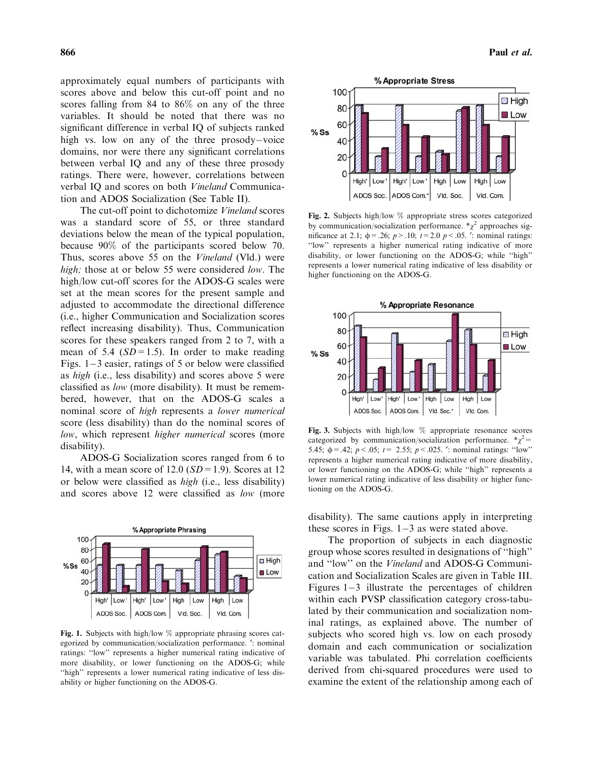approximately equal numbers of participants with scores above and below this cut-off point and no scores falling from 84 to 86% on any of the three variables. It should be noted that there was no significant difference in verbal IQ of subjects ranked high vs. low on any of the three prosody–voice domains, nor were there any significant correlations between verbal IQ and any of these three prosody ratings. There were, however, correlations between verbal IQ and scores on both *Vineland* Communication and ADOS Socialization (See Table II).

The cut-off point to dichotomize *Vineland* scores was a standard score of 55, or three standard deviations below the mean of the typical population, because 90% of the participants scored below 70. Thus, scores above 55 on the *Vineland* (Vld.) were *high;* those at or below 55 were considered *low*. The high/low cut-off scores for the ADOS-G scales were set at the mean scores for the present sample and adjusted to accommodate the directional difference (i.e., higher Communication and Socialization scores reflect increasing disability). Thus, Communication scores for these speakers ranged from 2 to 7, with a mean of 5.4 ($SD = 1.5$). In order to make reading Figs. 1–3 easier, ratings of 5 or below were classified as *high* (i.e., less disability) and scores above 5 were classified as *low* (more disability). It must be remembered, however, that on the ADOS-G scales a nominal score of *high* represents a *lower numerical* score (less disability) than do the nominal scores of *low*, which represent *higher numerical* scores (more disability).

ADOS-G Socialization scores ranged from 6 to 14, with a mean score of 12.0 ($SD = 1.9$). Scores at 12 or below were classified as *high* (i.e., less disability) and scores above 12 were classified as *low* (more disability). The same cautions apply in interpreting these scores in Figs. 1–3 as were stated above.

**Fig. 1.** Subjects with high/low % appropriate phrasing scores categorized by communication/socialization performance. ′: nominal ratings: "low" represents a higher numerical rating indicative of more disability, or lower functioning on the ADOS-G; while "high" represents a lower numerical rating indicative of less disability or higher functioning on the ADOS-G.

**Fig. 2.** Subjects high/low % appropriate stress scores categorized by communication/socialization performance. *$\chi^2$ approaches significance at 2.1; $\phi = .26$; $p > .10$; $t = 2.0$ $p < .05$. ′: nominal ratings: "low" represents a higher numerical rating indicative of more disability, or lower functioning on the ADOS-G; while "high" represents a lower numerical rating indicative of less disability or higher functioning on the ADOS-G.

**Fig. 3.** Subjects with high/low % appropriate resonance scores categorized by communication/socialization performance. *$\chi^2 = 5.45$; $\phi = .42$; $p < .05$; $t = 2.55$; $p < .025$. ′: nominal ratings: "low" represents a higher numerical rating indicative of more disability, or lower functioning on the ADOS-G; while "high" represents a lower numerical rating indicative of less disability or higher functioning on the ADOS-G.

The proportion of subjects in each diagnostic group whose scores resulted in designations of "high" and "low" on the *Vineland* and ADOS-G Communication and Socialization Scales are given in Table III. Figures 1–3 illustrate the percentages of children within each PVSP classification category cross-tabulated by their communication and socialization nominal ratings, as explained above. The number of subjects who scored high vs. low on each prosody domain and each communication or socialization variable was tabulated. Phi correlation coefficients derived from chi-squared procedures were used to examine the extent of the relationship among each of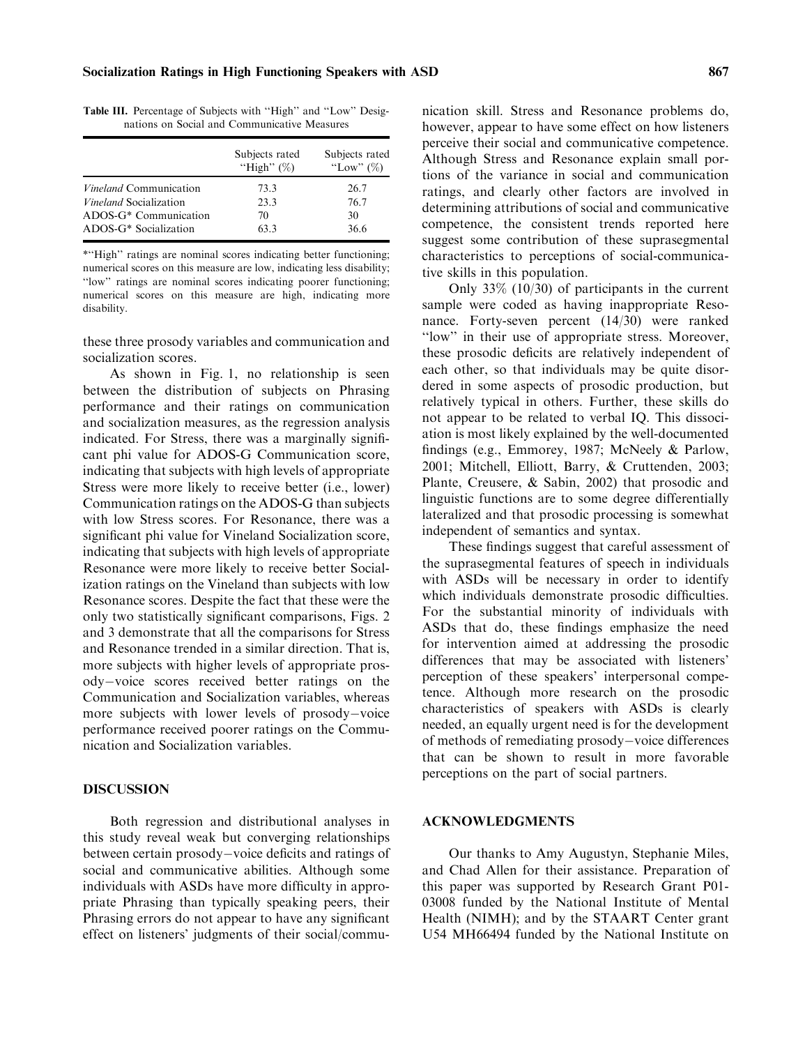**Table III.** Percentage of Subjects with "High" and "Low" Designations on Social and Communicative Measures

| | Subjects rated "High" (%) | Subjects rated "Low" (%) |
|---|---|---|
| *Vineland* Communication | 73.3 | 26.7 |
| *Vineland* Socialization | 23.3 | 76.7 |
| ADOS-G* Communication | 70 | 30 |
| ADOS-G* Socialization | 63.3 | 36.6 |

*"High" ratings are nominal scores indicating better functioning; numerical scores on this measure are low, indicating less disability; "low" ratings are nominal scores indicating poorer functioning; numerical scores on this measure are high, indicating more disability.

these three prosody variables and communication and socialization scores.

As shown in Fig. 1, no relationship is seen between the distribution of subjects on Phrasing performance and their ratings on communication and socialization measures, as the regression analysis indicated. For Stress, there was a marginally significant phi value for ADOS-G Communication score, indicating that subjects with high levels of appropriate Stress were more likely to receive better (i.e., lower) Communication ratings on the ADOS-G than subjects with low Stress scores. For Resonance, there was a significant phi value for Vineland Socialization score, indicating that subjects with high levels of appropriate Resonance were more likely to receive better Socialization ratings on the Vineland than subjects with low Resonance scores. Despite the fact that these were the only two statistically significant comparisons, Figs. 2 and 3 demonstrate that all the comparisons for Stress and Resonance trended in a similar direction. That is, more subjects with higher levels of appropriate prosody–voice scores received better ratings on the Communication and Socialization variables, whereas more subjects with lower levels of prosody–voice performance received poorer ratings on the Communication and Socialization variables.

## DISCUSSION

Both regression and distributional analyses in this study reveal weak but converging relationships between certain prosody–voice deficits and ratings of social and communicative abilities. Although some individuals with ASDs have more difficulty in appropriate Phrasing than typically speaking peers, their Phrasing errors do not appear to have any significant effect on listeners' judgments of their social/communication skill. Stress and Resonance problems do, however, appear to have some effect on how listeners perceive their social and communicative competence. Although Stress and Resonance explain small portions of the variance in social and communication ratings, and clearly other factors are involved in determining attributions of social and communicative competence, the consistent trends reported here suggest some contribution of these suprasegmental characteristics to perceptions of social-communicative skills in this population.

Only 33% (10/30) of participants in the current sample were coded as having inappropriate Resonance. Forty-seven percent (14/30) were ranked "low" in their use of appropriate stress. Moreover, these prosodic deficits are relatively independent of each other, so that individuals may be quite disordered in some aspects of prosodic production, but relatively typical in others. Further, these skills do not appear to be related to verbal IQ. This dissociation is most likely explained by the well-documented findings (e.g., Emmorey, 1987; McNeely & Parlow, 2001; Mitchell, Elliott, Barry, & Cruttenden, 2003; Plante, Creusere, & Sabin, 2002) that prosodic and linguistic functions are to some degree differentially lateralized and that prosodic processing is somewhat independent of semantics and syntax.

These findings suggest that careful assessment of the suprasegmental features of speech in individuals with ASDs will be necessary in order to identify which individuals demonstrate prosodic difficulties. For the substantial minority of individuals with ASDs that do, these findings emphasize the need for intervention aimed at addressing the prosodic differences that may be associated with listeners' perception of these speakers' interpersonal competence. Although more research on the prosodic characteristics of speakers with ASDs is clearly needed, an equally urgent need is for the development of methods of remediating prosody–voice differences that can be shown to result in more favorable perceptions on the part of social partners.

## ACKNOWLEDGMENTS

Our thanks to Amy Augustyn, Stephanie Miles, and Chad Allen for their assistance. Preparation of this paper was supported by Research Grant P01-03008 funded by the National Institute of Mental Health (NIMH); and by the STAART Center grant U54 MH66494 funded by the National Institute on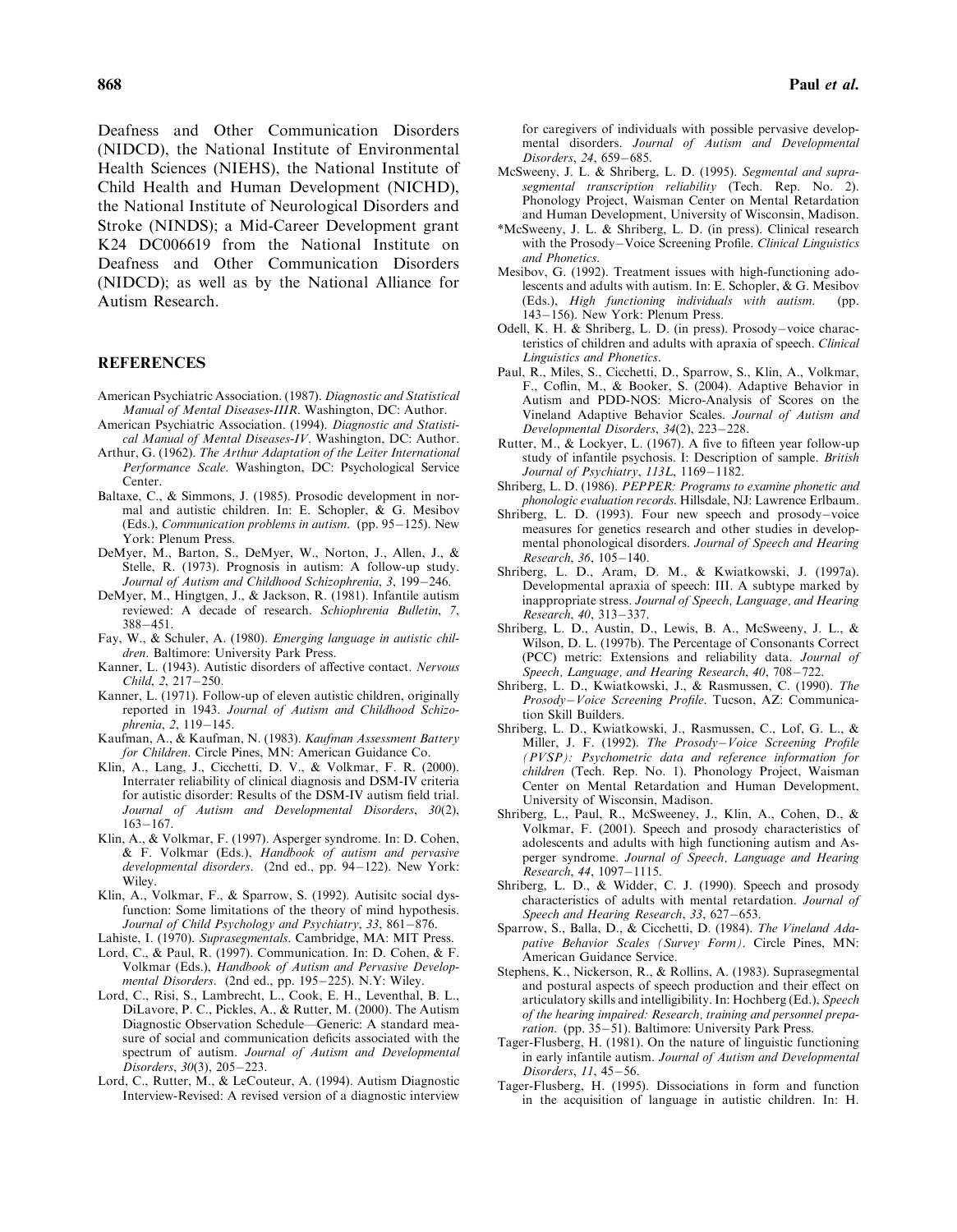Deafness and Other Communication Disorders (NIDCD), the National Institute of Environmental Health Sciences (NIEHS), the National Institute of Child Health and Human Development (NICHD), the National Institute of Neurological Disorders and Stroke (NINDS); a Mid-Career Development grant K24 DC006619 from the National Institute on Deafness and Other Communication Disorders (NIDCD); as well as by the National Alliance for Autism Research.

## REFERENCES

American Psychiatric Association. (1987). *Diagnostic and Statistical Manual of Mental Diseases-IIIR*. Washington, DC: Author.

American Psychiatric Association. (1994). *Diagnostic and Statistical Manual of Mental Diseases-IV*. Washington, DC: Author.

Arthur, G. (1962). *The Arthur Adaptation of the Leiter International Performance Scale*. Washington, DC: Psychological Service Center.

Baltaxe, C., & Simmons, J. (1985). Prosodic development in normal and autistic children. In: E. Schopler, & G. Mesibov (Eds.), *Communication problems in autism*. (pp. 95–125). New York: Plenum Press.

DeMyer, M., Barton, S., DeMyer, W., Norton, J., Allen, J., & Stelle, R. (1973). Prognosis in autism: A follow-up study. *Journal of Autism and Childhood Schizophrenia*, *3*, 199–246.

DeMyer, M., Hingtgen, J., & Jackson, R. (1981). Infantile autism reviewed: A decade of research. *Schiophrenia Bulletin*, *7*, 388–451.

Fay, W., & Schuler, A. (1980). *Emerging language in autistic children*. Baltimore: University Park Press.

Kanner, L. (1943). Autistic disorders of affective contact. *Nervous Child*, *2*, 217–250.

Kanner, L. (1971). Follow-up of eleven autistic children, originally reported in 1943. *Journal of Autism and Childhood Schizophrenia*, *2*, 119–145.

Kaufman, A., & Kaufman, N. (1983). *Kaufman Assessment Battery for Children*. Circle Pines, MN: American Guidance Co.

Klin, A., Lang, J., Cicchetti, D. V., & Volkmar, F. R. (2000). Interrater reliability of clinical diagnosis and DSM-IV criteria for autistic disorder: Results of the DSM-IV autism field trial. *Journal of Autism and Developmental Disorders*, *30*(2), 163–167.

Klin, A., & Volkmar, F. (1997). Asperger syndrome. In: D. Cohen, & F. Volkmar (Eds.), *Handbook of autism and pervasive developmental disorders*. (2nd ed., pp. 94–122). New York: Wiley.

Klin, A., Volkmar, F., & Sparrow, S. (1992). Autisitc social dysfunction: Some limitations of the theory of mind hypothesis. *Journal of Child Psychology and Psychiatry*, *33*, 861–876.

Lahiste, I. (1970). *Suprasegmentals*. Cambridge, MA: MIT Press.

Lord, C., & Paul, R. (1997). Communication. In: D. Cohen, & F. Volkmar (Eds.), *Handbook of Autism and Pervasive Developmental Disorders*. (2nd ed., pp. 195–225). N.Y: Wiley.

Lord, C., Risi, S., Lambrecht, L., Cook, E. H., Leventhal, B. L., DiLavore, P. C., Pickles, A., & Rutter, M. (2000). The Autism Diagnostic Observation Schedule—Generic: A standard measure of social and communication deficits associated with the spectrum of autism. *Journal of Autism and Developmental Disorders*, *30*(3), 205–223.

Lord, C., Rutter, M., & LeCouteur, A. (1994). Autism Diagnostic Interview-Revised: A revised version of a diagnostic interview for caregivers of individuals with possible pervasive developmental disorders. *Journal of Autism and Developmental Disorders*, *24*, 659–685.

McSweeny, J. L. & Shriberg, L. D. (1995). *Segmental and suprasegmental transcription reliability* (Tech. Rep. No. 2). Phonology Project, Waisman Center on Mental Retardation and Human Development, University of Wisconsin, Madison.

*McSweeny, J. L. & Shriberg, L. D. (in press). Clinical research with the Prosody–Voice Screening Profile. *Clinical Linguistics and Phonetics*.

Mesibov, G. (1992). Treatment issues with high-functioning adolescents and adults with autism. In: E. Schopler, & G. Mesibov (Eds.), *High functioning individuals with autism*. (pp. 143–156). New York: Plenum Press.

Odell, K. H. & Shriberg, L. D. (in press). Prosody–voice characteristics of children and adults with apraxia of speech. *Clinical Linguistics and Phonetics*.

Paul, R., Miles, S., Cicchetti, D., Sparrow, S., Klin, A., Volkmar, F., Coflin, M., & Booker, S. (2004). Adaptive Behavior in Autism and PDD-NOS: Micro-Analysis of Scores on the Vineland Adaptive Behavior Scales. *Journal of Autism and Developmental Disorders*, *34*(2), 223–228.

Rutter, M., & Lockyer, L. (1967). A five to fifteen year follow-up study of infantile psychosis. I: Description of sample. *British Journal of Psychiatry*, *113L*, 1169–1182.

Shriberg, L. D. (1986). *PEPPER: Programs to examine phonetic and phonologic evaluation records*. Hillsdale, NJ: Lawrence Erlbaum.

Shriberg, L. D. (1993). Four new speech and prosody–voice measures for genetics research and other studies in developmental phonological disorders. *Journal of Speech and Hearing Research*, *36*, 105–140.

Shriberg, L. D., Aram, D. M., & Kwiatkowski, J. (1997a). Developmental apraxia of speech: III. A subtype marked by inappropriate stress. *Journal of Speech, Language, and Hearing Research*, *40*, 313–337.

Shriberg, L. D., Austin, D., Lewis, B. A., McSweeny, J. L., & Wilson, D. L. (1997b). The Percentage of Consonants Correct (PCC) metric: Extensions and reliability data. *Journal of Speech, Language, and Hearing Research*, *40*, 708–722.

Shriberg, L. D., Kwiatkowski, J., & Rasmussen, C. (1990). *The Prosody–Voice Screening Profile*. Tucson, AZ: Communication Skill Builders.

Shriberg, L. D., Kwiatkowski, J., Rasmussen, C., Lof, G. L., & Miller, J. F. (1992). *The Prosody–Voice Screening Profile (PVSP): Psychometric data and reference information for children* (Tech. Rep. No. 1). Phonology Project, Waisman Center on Mental Retardation and Human Development, University of Wisconsin, Madison.

Shriberg, L., Paul, R., McSweeney, J., Klin, A., Cohen, D., & Volkmar, F. (2001). Speech and prosody characteristics of adolescents and adults with high functioning autism and Asperger syndrome. *Journal of Speech, Language and Hearing Research*, *44*, 1097–1115.

Shriberg, L. D., & Widder, C. J. (1990). Speech and prosody characteristics of adults with mental retardation. *Journal of Speech and Hearing Research*, *33*, 627–653.

Sparrow, S., Balla, D., & Cicchetti, D. (1984). *The Vineland Adapative Behavior Scales (Survey Form)*. Circle Pines, MN: American Guidance Service.

Stephens, K., Nickerson, R., & Rollins, A. (1983). Suprasegmental and postural aspects of speech production and their effect on articulatory skills and intelligibility. In: Hochberg (Ed.), *Speech of the hearing impaired: Research, training and personnel preparation*. (pp. 35–51). Baltimore: University Park Press.

Tager-Flusberg, H. (1981). On the nature of linguistic functioning in early infantile autism. *Journal of Autism and Developmental Disorders*, *11*, 45–56.

Tager-Flusberg, H. (1995). Dissociations in form and function in the acquisition of language in autistic children. In: H.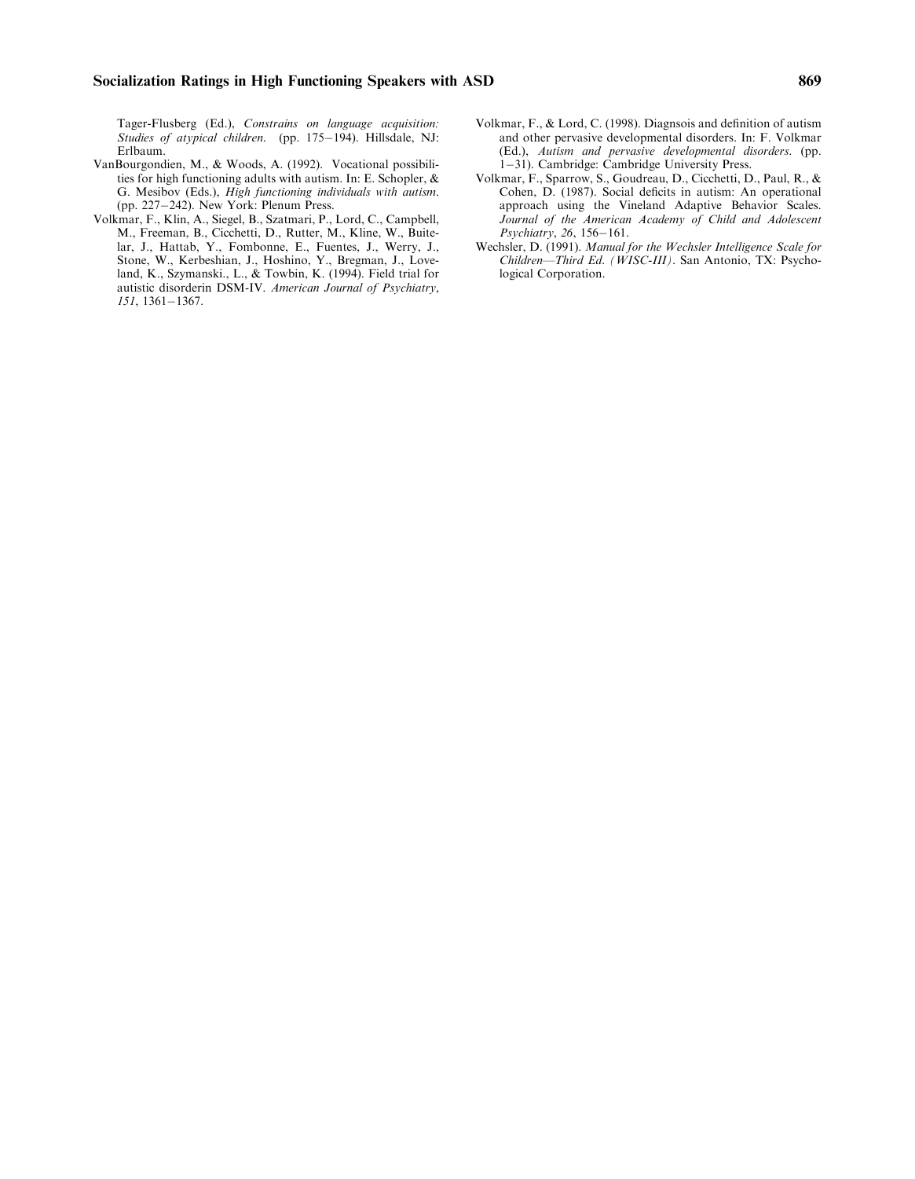Tager-Flusberg (Ed.), *Constrains on language acquisition: Studies of atypical children*. (pp. 175–194). Hillsdale, NJ: Erlbaum.

VanBourgondien, M., & Woods, A. (1992). Vocational possibilities for high functioning adults with autism. In: E. Schopler, & G. Mesibov (Eds.), *High functioning individuals with autism*. (pp. 227–242). New York: Plenum Press.

Volkmar, F., Klin, A., Siegel, B., Szatmari, P., Lord, C., Campbell, M., Freeman, B., Cicchetti, D., Rutter, M., Kline, W., Buitelar, J., Hattab, Y., Fombonne, E., Fuentes, J., Werry, J., Stone, W., Kerbeshian, J., Hoshino, Y., Bregman, J., Loveland, K., Szymanski., L., & Towbin, K. (1994). Field trial for autistic disorderin DSM-IV. *American Journal of Psychiatry*, *151*, 1361–1367.

Volkmar, F., & Lord, C. (1998). Diagnsois and definition of autism and other pervasive developmental disorders. In: F. Volkmar (Ed.), *Autism and pervasive developmental disorders*. (pp. 1–31). Cambridge: Cambridge University Press.

Volkmar, F., Sparrow, S., Goudreau, D., Cicchetti, D., Paul, R., & Cohen, D. (1987). Social deficits in autism: An operational approach using the Vineland Adaptive Behavior Scales. *Journal of the American Academy of Child and Adolescent Psychiatry*, *26*, 156–161.

Wechsler, D. (1991). *Manual for the Wechsler Intelligence Scale for Children—Third Ed. (WISC-III)*. San Antonio, TX: Psychological Corporation.